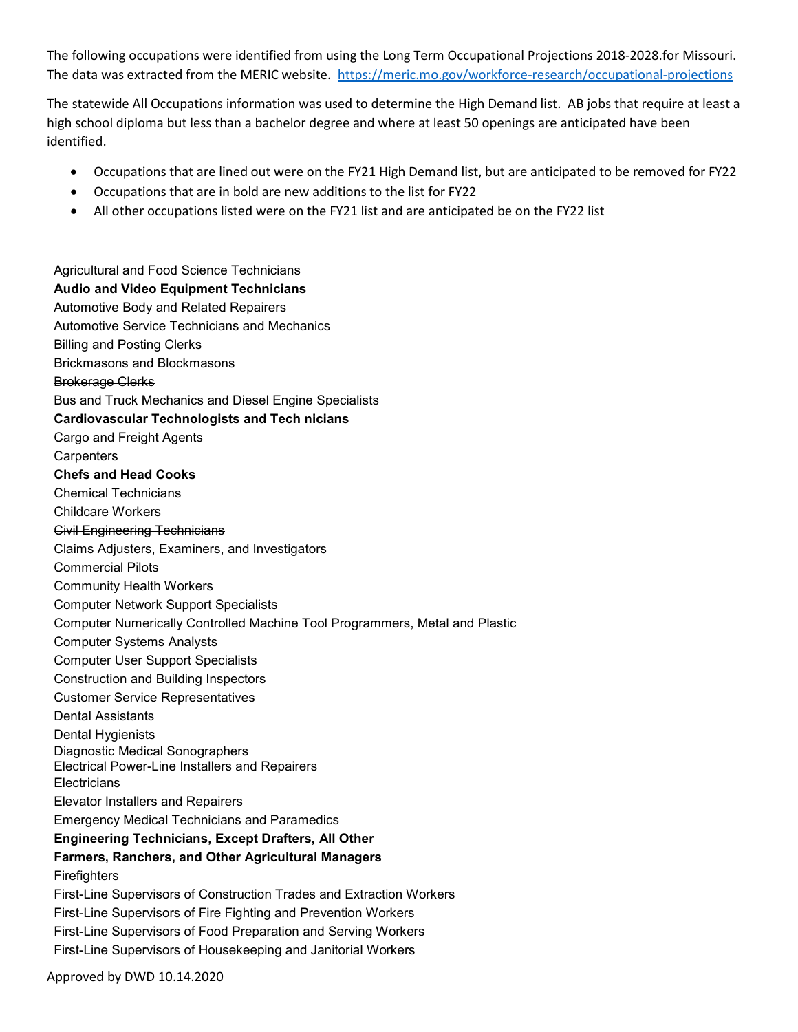The following occupations were identified from using the Long Term Occupational Projections 2018-2028.for Missouri. The data was extracted from the MERIC website. https://meric.mo.gov/workforce-research/occupational-projections

The statewide All Occupations information was used to determine the High Demand list. AB jobs that require at least a high school diploma but less than a bachelor degree and where at least 50 openings are anticipated have been identified.

- Occupations that are lined out were on the FY21 High Demand list, but are anticipated to be removed for FY22
- Occupations that are in bold are new additions to the list for FY22
- All other occupations listed were on the FY21 list and are anticipated be on the FY22 list

Agricultural and Food Science Technicians
**Audio and Video Equipment Technicians**
Automotive Body and Related Repairers
Automotive Service Technicians and Mechanics
Billing and Posting Clerks
Brickmasons and Blockmasons
~~Brokerage Clerks~~
Bus and Truck Mechanics and Diesel Engine Specialists
**Cardiovascular Technologists and Tech nicians**
Cargo and Freight Agents
Carpenters
**Chefs and Head Cooks**
Chemical Technicians
Childcare Workers
~~Civil Engineering Technicians~~
Claims Adjusters, Examiners, and Investigators
Commercial Pilots
Community Health Workers
Computer Network Support Specialists
Computer Numerically Controlled Machine Tool Programmers, Metal and Plastic
Computer Systems Analysts
Computer User Support Specialists
Construction and Building Inspectors
Customer Service Representatives
Dental Assistants
Dental Hygienists
Diagnostic Medical Sonographers
Electrical Power-Line Installers and Repairers
Electricians
Elevator Installers and Repairers
Emergency Medical Technicians and Paramedics
**Engineering Technicians, Except Drafters, All Other**
**Farmers, Ranchers, and Other Agricultural Managers**
Firefighters
First-Line Supervisors of Construction Trades and Extraction Workers
First-Line Supervisors of Fire Fighting and Prevention Workers
First-Line Supervisors of Food Preparation and Serving Workers
First-Line Supervisors of Housekeeping and Janitorial Workers

Approved by DWD 10.14.2020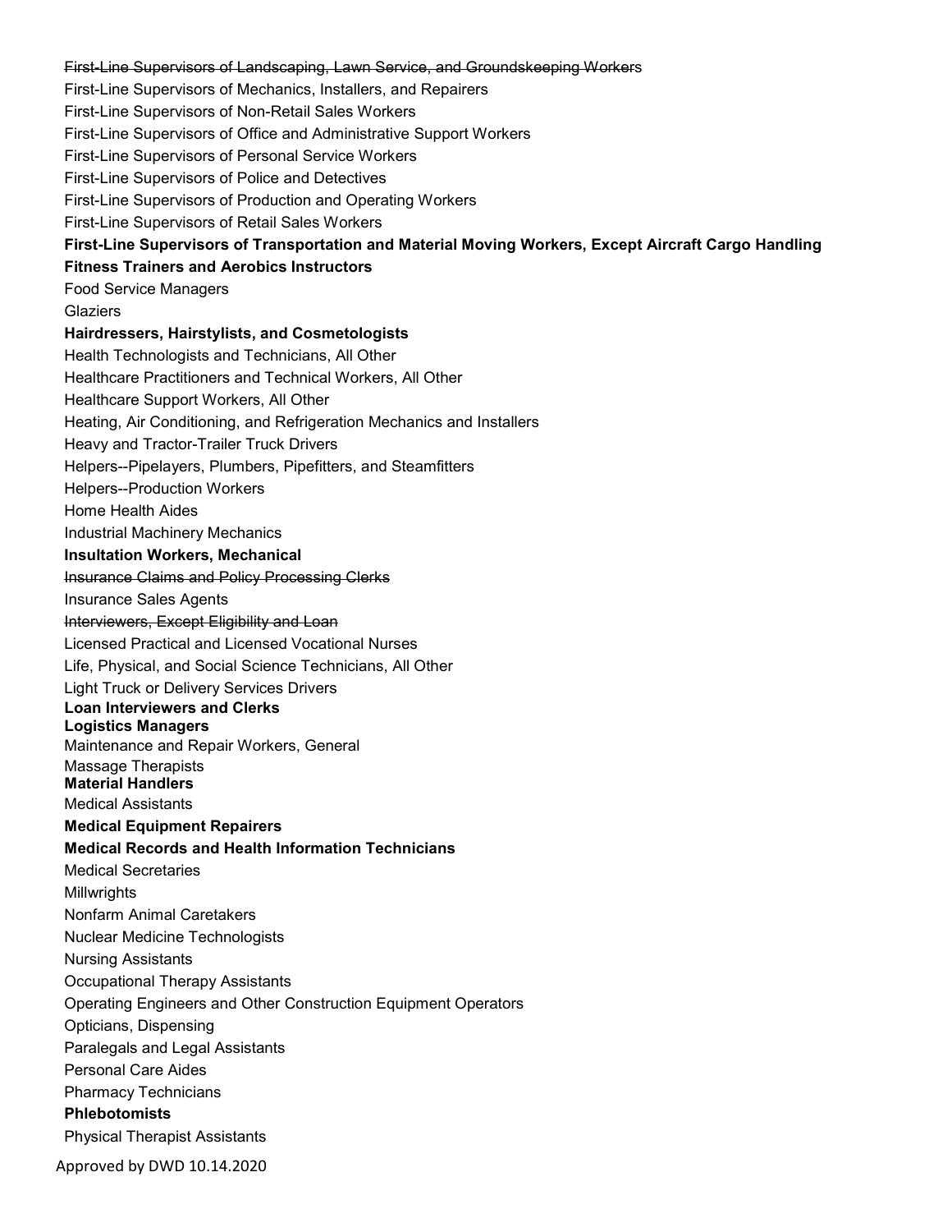~~First-Line Supervisors of Landscaping, Lawn Service, and Groundskeeping Workers~~

First-Line Supervisors of Mechanics, Installers, and Repairers

First-Line Supervisors of Non-Retail Sales Workers

First-Line Supervisors of Office and Administrative Support Workers

First-Line Supervisors of Personal Service Workers

First-Line Supervisors of Police and Detectives

First-Line Supervisors of Production and Operating Workers

First-Line Supervisors of Retail Sales Workers

**First-Line Supervisors of Transportation and Material Moving Workers, Except Aircraft Cargo Handling**

**Fitness Trainers and Aerobics Instructors**

Food Service Managers

Glaziers

**Hairdressers, Hairstylists, and Cosmetologists**

Health Technologists and Technicians, All Other

Healthcare Practitioners and Technical Workers, All Other

Healthcare Support Workers, All Other

Heating, Air Conditioning, and Refrigeration Mechanics and Installers

Heavy and Tractor-Trailer Truck Drivers

Helpers--Pipelayers, Plumbers, Pipefitters, and Steamfitters

Helpers--Production Workers

Home Health Aides

Industrial Machinery Mechanics

**Insultation Workers, Mechanical**

~~Insurance Claims and Policy Processing Clerks~~

Insurance Sales Agents

~~Interviewers, Except Eligibility and Loan~~

Licensed Practical and Licensed Vocational Nurses

Life, Physical, and Social Science Technicians, All Other

Light Truck or Delivery Services Drivers

**Loan Interviewers and Clerks**

**Logistics Managers**

Maintenance and Repair Workers, General

Massage Therapists

**Material Handlers**

Medical Assistants

**Medical Equipment Repairers**

**Medical Records and Health Information Technicians**

Medical Secretaries

Millwrights

Nonfarm Animal Caretakers

Nuclear Medicine Technologists

Nursing Assistants

Occupational Therapy Assistants

Operating Engineers and Other Construction Equipment Operators

Opticians, Dispensing

Paralegals and Legal Assistants

Personal Care Aides

Pharmacy Technicians

**Phlebotomists**

Physical Therapist Assistants

Approved by DWD 10.14.2020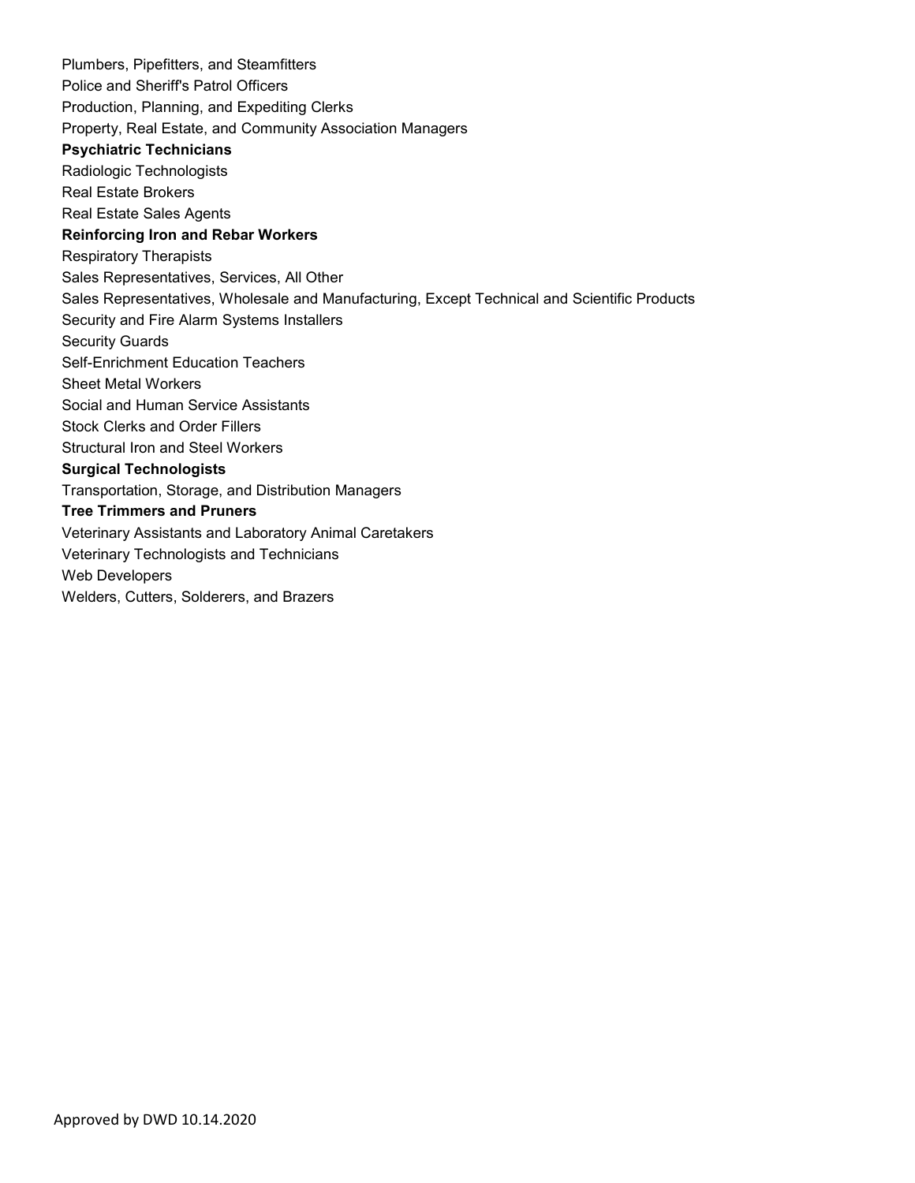Plumbers, Pipefitters, and Steamfitters
Police and Sheriff's Patrol Officers
Production, Planning, and Expediting Clerks
Property, Real Estate, and Community Association Managers
**Psychiatric Technicians**
Radiologic Technologists
Real Estate Brokers
Real Estate Sales Agents
**Reinforcing Iron and Rebar Workers**
Respiratory Therapists
Sales Representatives, Services, All Other
Sales Representatives, Wholesale and Manufacturing, Except Technical and Scientific Products
Security and Fire Alarm Systems Installers
Security Guards
Self-Enrichment Education Teachers
Sheet Metal Workers
Social and Human Service Assistants
Stock Clerks and Order Fillers
Structural Iron and Steel Workers
**Surgical Technologists**
Transportation, Storage, and Distribution Managers
**Tree Trimmers and Pruners**
Veterinary Assistants and Laboratory Animal Caretakers
Veterinary Technologists and Technicians
Web Developers
Welders, Cutters, Solderers, and Brazers

Approved by DWD 10.14.2020